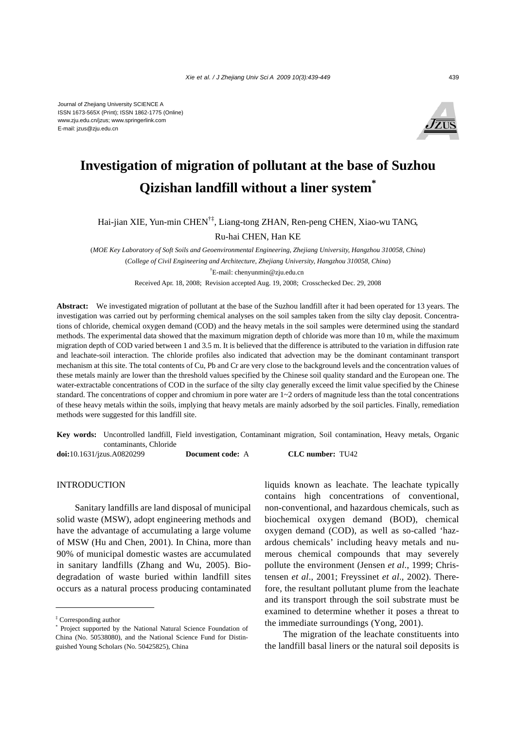Journal of Zhejiang University SCIENCE A
ISSN 1673-565X (Print); ISSN 1862-1775 (Online)
www.zju.edu.cn/jzus; www.springerlink.com
E-mail: jzus@zju.edu.cn

# Investigation of migration of pollutant at the base of Suzhou Qizishan landfill without a liner system*

Hai-jian XIE, Yun-min CHEN[†‡], Liang-tong ZHAN, Ren-peng CHEN, Xiao-wu TANG, Ru-hai CHEN, Han KE

(*MOE Key Laboratory of Soft Soils and Geoenvironmental Engineering, Zhejiang University, Hangzhou 310058, China*)
(*College of Civil Engineering and Architecture, Zhejiang University, Hangzhou 310058, China*)
[†]E-mail: chenyunmin@zju.edu.cn
Received Apr. 18, 2008; Revision accepted Aug. 19, 2008; Crosschecked Dec. 29, 2008

**Abstract:** We investigated migration of pollutant at the base of the Suzhou landfill after it had been operated for 13 years. The investigation was carried out by performing chemical analyses on the soil samples taken from the silty clay deposit. Concentrations of chloride, chemical oxygen demand (COD) and the heavy metals in the soil samples were determined using the standard methods. The experimental data showed that the maximum migration depth of chloride was more than 10 m, while the maximum migration depth of COD varied between 1 and 3.5 m. It is believed that the difference is attributed to the variation in diffusion rate and leachate-soil interaction. The chloride profiles also indicated that advection may be the dominant contaminant transport mechanism at this site. The total contents of Cu, Pb and Cr are very close to the background levels and the concentration values of these metals mainly are lower than the threshold values specified by the Chinese soil quality standard and the European one. The water-extractable concentrations of COD in the surface of the silty clay generally exceed the limit value specified by the Chinese standard. The concentrations of copper and chromium in pore water are 1~2 orders of magnitude less than the total concentrations of these heavy metals within the soils, implying that heavy metals are mainly adsorbed by the soil particles. Finally, remediation methods were suggested for this landfill site.

**Key words:** Uncontrolled landfill, Field investigation, Contaminant migration, Soil contamination, Heavy metals, Organic contaminants, Chloride

**doi:**10.1631/jzus.A0820299 **Document code:** A **CLC number:** TU42

## INTRODUCTION

Sanitary landfills are land disposal of municipal solid waste (MSW), adopt engineering methods and have the advantage of accumulating a large volume of MSW (Hu and Chen, 2001). In China, more than 90% of municipal domestic wastes are accumulated in sanitary landfills (Zhang and Wu, 2005). Biodegradation of waste buried within landfill sites occurs as a natural process producing contaminated liquids known as leachate. The leachate typically contains high concentrations of conventional, non-conventional, and hazardous chemicals, such as biochemical oxygen demand (BOD), chemical oxygen demand (COD), as well as so-called 'hazardous chemicals' including heavy metals and numerous chemical compounds that may severely pollute the environment (Jensen *et al*., 1999; Christensen *et al*., 2001; Freyssinet *et al*., 2002). Therefore, the resultant pollutant plume from the leachate and its transport through the soil substrate must be examined to determine whether it poses a threat to the immediate surroundings (Yong, 2001).

The migration of the leachate constituents into the landfill basal liners or the natural soil deposits is

---

[‡] Corresponding author
[*] Project supported by the National Natural Science Foundation of China (No. 50538080), and the National Science Fund for Distinguished Young Scholars (No. 50425825), China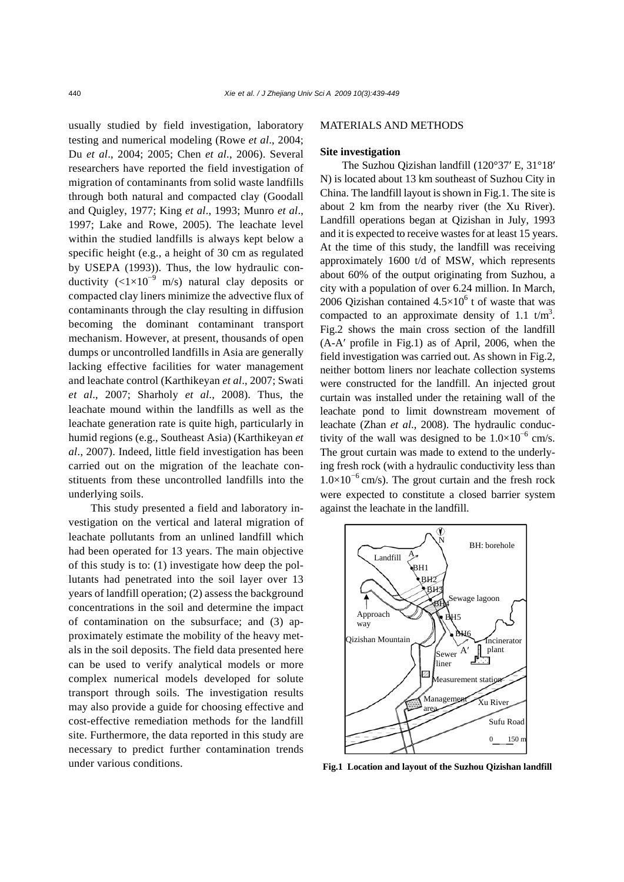usually studied by field investigation, laboratory testing and numerical modeling (Rowe *et al*., 2004; Du *et al*., 2004; 2005; Chen *et al*., 2006). Several researchers have reported the field investigation of migration of contaminants from solid waste landfills through both natural and compacted clay (Goodall and Quigley, 1977; King *et al*., 1993; Munro *et al*., 1997; Lake and Rowe, 2005). The leachate level within the studied landfills is always kept below a specific height (e.g., a height of 30 cm as regulated by USEPA (1993)). Thus, the low hydraulic conductivity ($<1\times10^{-9}$ m/s) natural clay deposits or compacted clay liners minimize the advective flux of contaminants through the clay resulting in diffusion becoming the dominant contaminant transport mechanism. However, at present, thousands of open dumps or uncontrolled landfills in Asia are generally lacking effective facilities for water management and leachate control (Karthikeyan *et al*., 2007; Swati *et al*., 2007; Sharholy *et al*., 2008). Thus, the leachate mound within the landfills as well as the leachate generation rate is quite high, particularly in humid regions (e.g., Southeast Asia) (Karthikeyan *et al*., 2007). Indeed, little field investigation has been carried out on the migration of the leachate constituents from these uncontrolled landfills into the underlying soils.

This study presented a field and laboratory investigation on the vertical and lateral migration of leachate pollutants from an unlined landfill which had been operated for 13 years. The main objective of this study is to: (1) investigate how deep the pollutants had penetrated into the soil layer over 13 years of landfill operation; (2) assess the background concentrations in the soil and determine the impact of contamination on the subsurface; and (3) approximately estimate the mobility of the heavy metals in the soil deposits. The field data presented here can be used to verify analytical models or more complex numerical models developed for solute transport through soils. The investigation results may also provide a guide for choosing effective and cost-effective remediation methods for the landfill site. Furthermore, the data reported in this study are necessary to predict further contamination trends under various conditions.

## MATERIALS AND METHODS

### Site investigation

The Suzhou Qizishan landfill (120°37′ E, 31°18′ N) is located about 13 km southeast of Suzhou City in China. The landfill layout is shown in Fig.1. The site is about 2 km from the nearby river (the Xu River). Landfill operations began at Qizishan in July, 1993 and it is expected to receive wastes for at least 15 years. At the time of this study, the landfill was receiving approximately 1600 t/d of MSW, which represents about 60% of the output originating from Suzhou, a city with a population of over 6.24 million. In March, 2006 Qizishan contained $4.5\times10^{6}$ t of waste that was compacted to an approximate density of 1.1 t/m$^3$. Fig.2 shows the main cross section of the landfill (A-A′ profile in Fig.1) as of April, 2006, when the field investigation was carried out. As shown in Fig.2, neither bottom liners nor leachate collection systems were constructed for the landfill. An injected grout curtain was installed under the retaining wall of the leachate pond to limit downstream movement of leachate (Zhan *et al*., 2008). The hydraulic conductivity of the wall was designed to be $1.0\times10^{-6}$ cm/s. The grout curtain was made to extend to the underlying fresh rock (with a hydraulic conductivity less than $1.0\times10^{-6}$ cm/s). The grout curtain and the fresh rock were expected to constitute a closed barrier system against the leachate in the landfill.

**Fig.1 Location and layout of the Suzhou Qizishan landfill**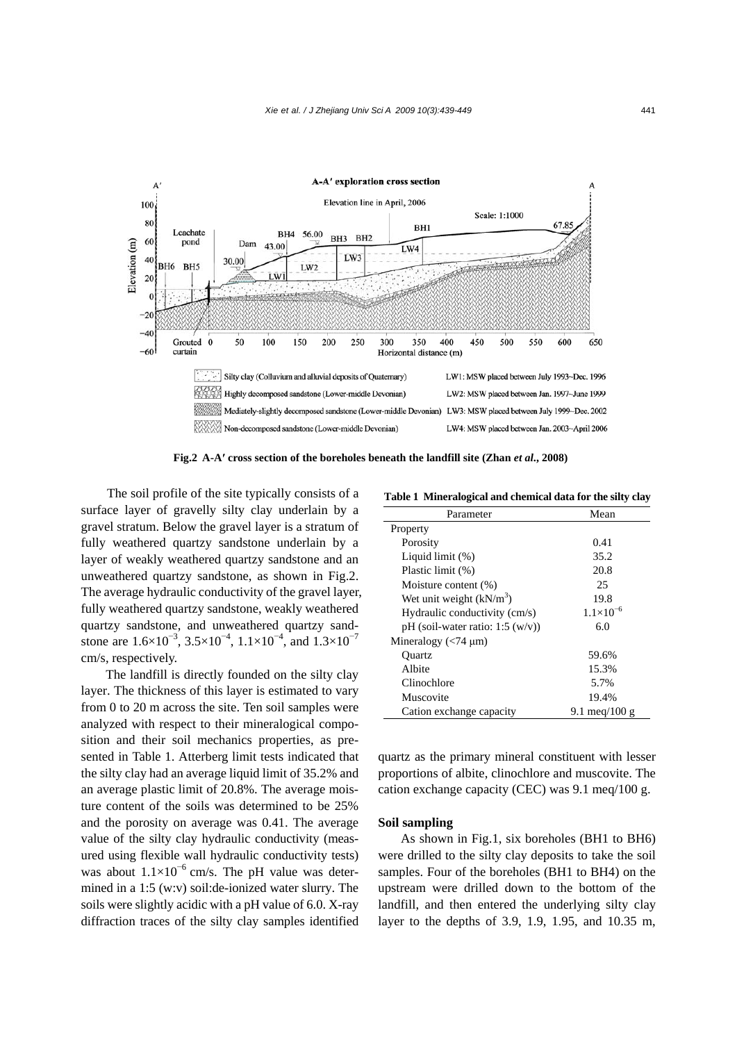Fig.2 A-A′ cross section of the boreholes beneath the landfill site (Zhan *et al.*, 2008)

The soil profile of the site typically consists of a surface layer of gravelly silty clay underlain by a gravel stratum. Below the gravel layer is a stratum of fully weathered quartzy sandstone underlain by a layer of weakly weathered quartzy sandstone and an unweathered quartzy sandstone, as shown in Fig.2. The average hydraulic conductivity of the gravel layer, fully weathered quartzy sandstone, weakly weathered quartzy sandstone, and unweathered quartzy sandstone are $1.6\times10^{-3}$, $3.5\times10^{-4}$, $1.1\times10^{-4}$, and $1.3\times10^{-7}$ cm/s, respectively.

The landfill is directly founded on the silty clay layer. The thickness of this layer is estimated to vary from 0 to 20 m across the site. Ten soil samples were analyzed with respect to their mineralogical composition and their soil mechanics properties, as presented in Table 1. Atterberg limit tests indicated that the silty clay had an average liquid limit of 35.2% and an average plastic limit of 20.8%. The average moisture content of the soils was determined to be 25% and the porosity on average was 0.41. The average value of the silty clay hydraulic conductivity (measured using flexible wall hydraulic conductivity tests) was about $1.1\times10^{-6}$ cm/s. The pH value was determined in a 1:5 (w:v) soil:de-ionized water slurry. The soils were slightly acidic with a pH value of 6.0. X-ray diffraction traces of the silty clay samples identified quartz as the primary mineral constituent with lesser proportions of albite, clinochlore and muscovite. The cation exchange capacity (CEC) was 9.1 meq/100 g.

**Table 1 Mineralogical and chemical data for the silty clay**

| Parameter | Mean |
|---|---|
| Property | |
| Porosity | 0.41 |
| Liquid limit (%) | 35.2 |
| Plastic limit (%) | 20.8 |
| Moisture content (%) | 25 |
| Wet unit weight (kN/m$^3$) | 19.8 |
| Hydraulic conductivity (cm/s) | $1.1\times10^{-6}$ |
| pH (soil-water ratio: 1:5 (w/v)) | 6.0 |
| Mineralogy (<74 μm) | |
| Quartz | 59.6% |
| Albite | 15.3% |
| Clinochlore | 5.7% |
| Muscovite | 19.4% |
| Cation exchange capacity | 9.1 meq/100 g |

### Soil sampling

As shown in Fig.1, six boreholes (BH1 to BH6) were drilled to the silty clay deposits to take the soil samples. Four of the boreholes (BH1 to BH4) on the upstream were drilled down to the bottom of the landfill, and then entered the underlying silty clay layer to the depths of 3.9, 1.9, 1.95, and 10.35 m,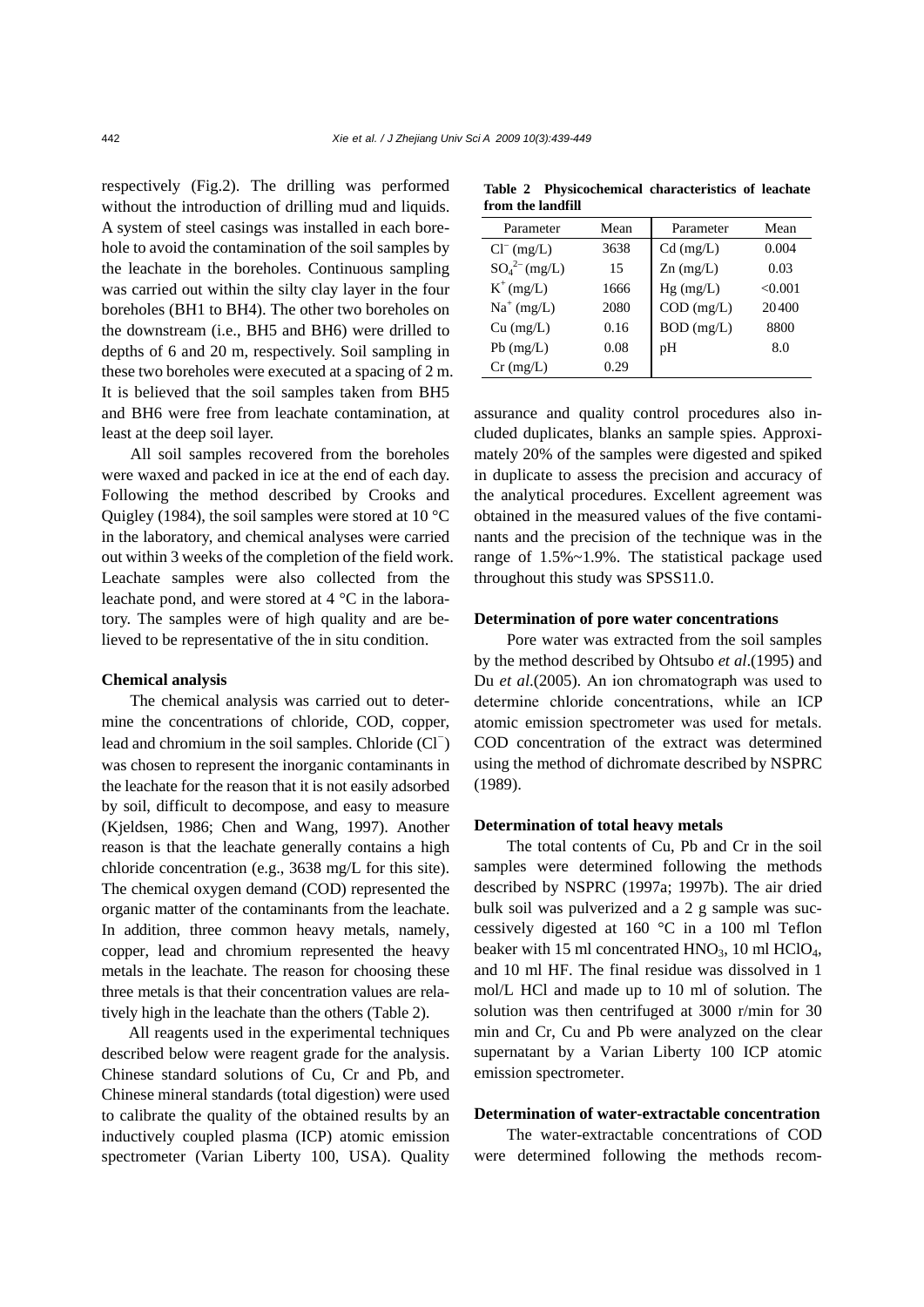respectively (Fig.2). The drilling was performed without the introduction of drilling mud and liquids. A system of steel casings was installed in each borehole to avoid the contamination of the soil samples by the leachate in the boreholes. Continuous sampling was carried out within the silty clay layer in the four boreholes (BH1 to BH4). The other two boreholes on the downstream (i.e., BH5 and BH6) were drilled to depths of 6 and 20 m, respectively. Soil sampling in these two boreholes were executed at a spacing of 2 m. It is believed that the soil samples taken from BH5 and BH6 were free from leachate contamination, at least at the deep soil layer.

All soil samples recovered from the boreholes were waxed and packed in ice at the end of each day. Following the method described by Crooks and Quigley (1984), the soil samples were stored at 10 °C in the laboratory, and chemical analyses were carried out within 3 weeks of the completion of the field work. Leachate samples were also collected from the leachate pond, and were stored at 4 °C in the laboratory. The samples were of high quality and are believed to be representative of the in situ condition.

### Chemical analysis

The chemical analysis was carried out to determine the concentrations of chloride, COD, copper, lead and chromium in the soil samples. Chloride ($Cl^-$) was chosen to represent the inorganic contaminants in the leachate for the reason that it is not easily adsorbed by soil, difficult to decompose, and easy to measure (Kjeldsen, 1986; Chen and Wang, 1997). Another reason is that the leachate generally contains a high chloride concentration (e.g., 3638 mg/L for this site). The chemical oxygen demand (COD) represented the organic matter of the contaminants from the leachate. In addition, three common heavy metals, namely, copper, lead and chromium represented the heavy metals in the leachate. The reason for choosing these three metals is that their concentration values are relatively high in the leachate than the others (Table 2).

All reagents used in the experimental techniques described below were reagent grade for the analysis. Chinese standard solutions of Cu, Cr and Pb, and Chinese mineral standards (total digestion) were used to calibrate the quality of the obtained results by an inductively coupled plasma (ICP) atomic emission spectrometer (Varian Liberty 100, USA). Quality assurance and quality control procedures also included duplicates, blanks an sample spies. Approximately 20% of the samples were digested and spiked in duplicate to assess the precision and accuracy of the analytical procedures. Excellent agreement was obtained in the measured values of the five contaminants and the precision of the technique was in the range of 1.5%~1.9%. The statistical package used throughout this study was SPSS11.0.

**Table 2 Physicochemical characteristics of leachate from the landfill**

| Parameter | Mean | Parameter | Mean |
|---|---|---|---|
| $Cl^-$ (mg/L) | 3638 | Cd (mg/L) | 0.004 |
| $SO_4^{2-}$ (mg/L) | 15 | Zn (mg/L) | 0.03 |
| $K^+$ (mg/L) | 1666 | Hg (mg/L) | <0.001 |
| $Na^+$ (mg/L) | 2080 | COD (mg/L) | 20400 |
| Cu (mg/L) | 0.16 | BOD (mg/L) | 8800 |
| Pb (mg/L) | 0.08 | pH | 8.0 |
| Cr (mg/L) | 0.29 | | |

### Determination of pore water concentrations

Pore water was extracted from the soil samples by the method described by Ohtsubo *et al*.(1995) and Du *et al*.(2005). An ion chromatograph was used to determine chloride concentrations, while an ICP atomic emission spectrometer was used for metals. COD concentration of the extract was determined using the method of dichromate described by NSPRC (1989).

### Determination of total heavy metals

The total contents of Cu, Pb and Cr in the soil samples were determined following the methods described by NSPRC (1997a; 1997b). The air dried bulk soil was pulverized and a 2 g sample was successively digested at 160 °C in a 100 ml Teflon beaker with 15 ml concentrated $HNO_3$, 10 ml $HClO_4$, and 10 ml HF. The final residue was dissolved in 1 mol/L HCl and made up to 10 ml of solution. The solution was then centrifuged at 3000 r/min for 30 min and Cr, Cu and Pb were analyzed on the clear supernatant by a Varian Liberty 100 ICP atomic emission spectrometer.

### Determination of water-extractable concentration

The water-extractable concentrations of COD were determined following the methods recom-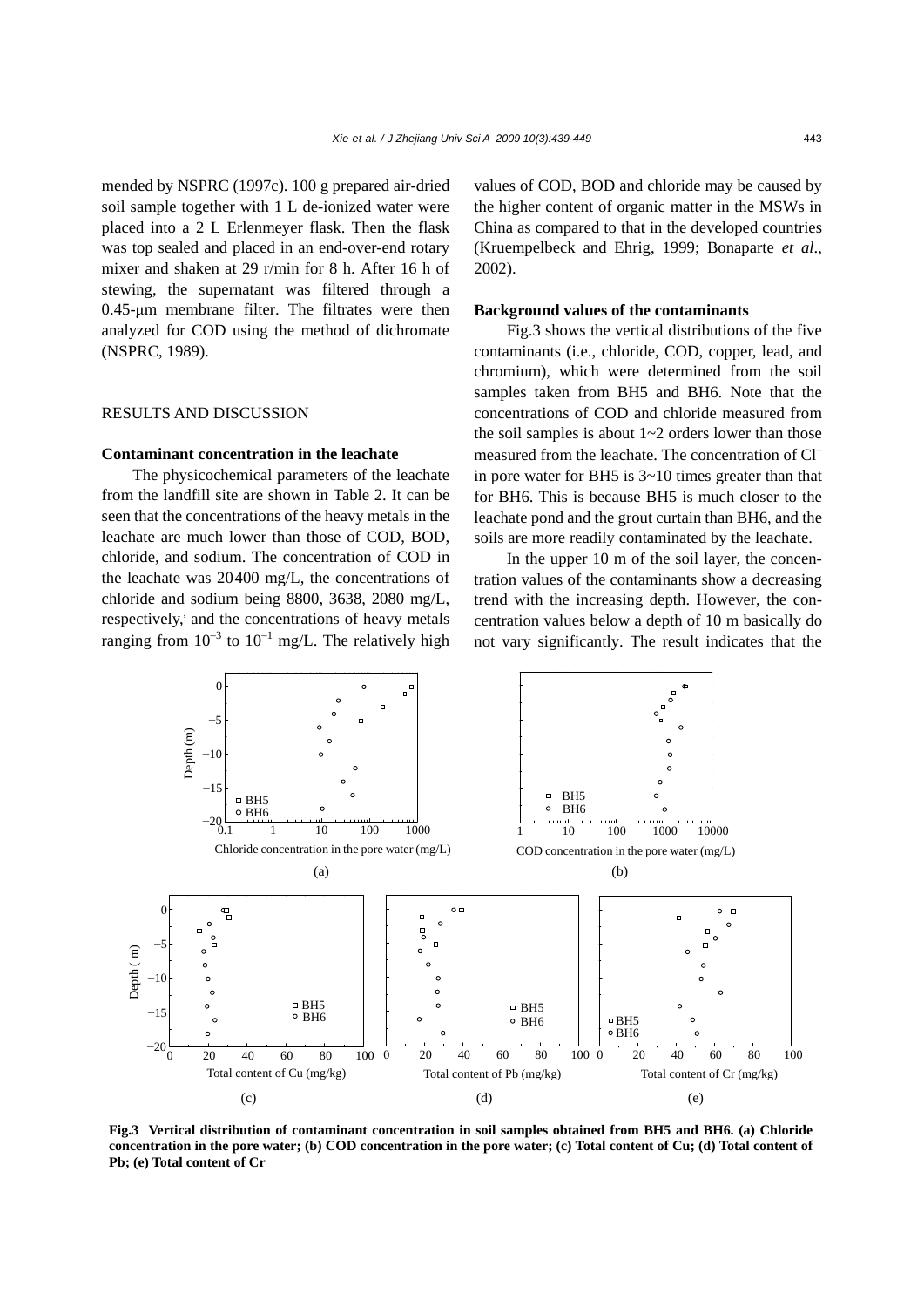mended by NSPRC (1997c). 100 g prepared air-dried soil sample together with 1 L de-ionized water were placed into a 2 L Erlenmeyer flask. Then the flask was top sealed and placed in an end-over-end rotary mixer and shaken at 29 r/min for 8 h. After 16 h of stewing, the supernatant was filtered through a 0.45-μm membrane filter. The filtrates were then analyzed for COD using the method of dichromate (NSPRC, 1989).

## RESULTS AND DISCUSSION

### Contaminant concentration in the leachate

The physicochemical parameters of the leachate from the landfill site are shown in Table 2. It can be seen that the concentrations of the heavy metals in the leachate are much lower than those of COD, BOD, chloride, and sodium. The concentration of COD in the leachate was 20400 mg/L, the concentrations of chloride and sodium being 8800, 3638, 2080 mg/L, respectively, and the concentrations of heavy metals ranging from $10^{-3}$ to $10^{-1}$ mg/L. The relatively high values of COD, BOD and chloride may be caused by the higher content of organic matter in the MSWs in China as compared to that in the developed countries (Kruempelbeck and Ehrig, 1999; Bonaparte *et al*., 2002).

### Background values of the contaminants

Fig.3 shows the vertical distributions of the five contaminants (i.e., chloride, COD, copper, lead, and chromium), which were determined from the soil samples taken from BH5 and BH6. Note that the concentrations of COD and chloride measured from the soil samples is about 1~2 orders lower than those measured from the leachate. The concentration of $Cl^-$ in pore water for BH5 is 3~10 times greater than that for BH6. This is because BH5 is much closer to the leachate pond and the grout curtain than BH6, and the soils are more readily contaminated by the leachate.

In the upper 10 m of the soil layer, the concentration values of the contaminants show a decreasing trend with the increasing depth. However, the concentration values below a depth of 10 m basically do not vary significantly. The result indicates that the

**Fig.3 Vertical distribution of contaminant concentration in soil samples obtained from BH5 and BH6. (a) Chloride concentration in the pore water; (b) COD concentration in the pore water; (c) Total content of Cu; (d) Total content of Pb; (e) Total content of Cr**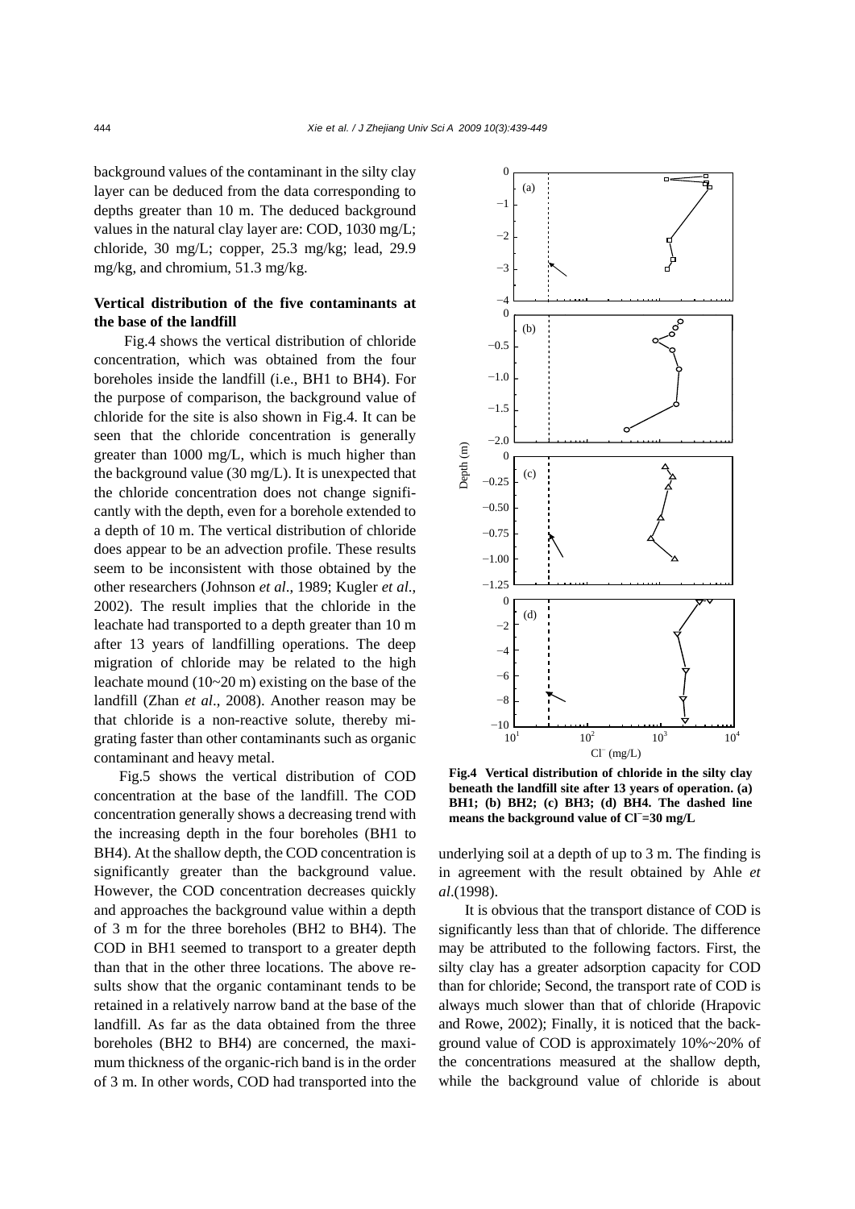background values of the contaminant in the silty clay layer can be deduced from the data corresponding to depths greater than 10 m. The deduced background values in the natural clay layer are: COD, 1030 mg/L; chloride, 30 mg/L; copper, 25.3 mg/kg; lead, 29.9 mg/kg, and chromium, 51.3 mg/kg.

### Vertical distribution of the five contaminants at the base of the landfill

Fig.4 shows the vertical distribution of chloride concentration, which was obtained from the four boreholes inside the landfill (i.e., BH1 to BH4). For the purpose of comparison, the background value of chloride for the site is also shown in Fig.4. It can be seen that the chloride concentration is generally greater than 1000 mg/L, which is much higher than the background value (30 mg/L). It is unexpected that the chloride concentration does not change significantly with the depth, even for a borehole extended to a depth of 10 m. The vertical distribution of chloride does appear to be an advection profile. These results seem to be inconsistent with those obtained by the other researchers (Johnson *et al*., 1989; Kugler *et al*., 2002). The result implies that the chloride in the leachate had transported to a depth greater than 10 m after 13 years of landfilling operations. The deep migration of chloride may be related to the high leachate mound (10~20 m) existing on the base of the landfill (Zhan *et al*., 2008). Another reason may be that chloride is a non-reactive solute, thereby migrating faster than other contaminants such as organic contaminant and heavy metal.

Fig.5 shows the vertical distribution of COD concentration at the base of the landfill. The COD concentration generally shows a decreasing trend with the increasing depth in the four boreholes (BH1 to BH4). At the shallow depth, the COD concentration is significantly greater than the background value. However, the COD concentration decreases quickly and approaches the background value within a depth of 3 m for the three boreholes (BH2 to BH4). The COD in BH1 seemed to transport to a greater depth than that in the other three locations. The above results show that the organic contaminant tends to be retained in a relatively narrow band at the base of the landfill. As far as the data obtained from the three boreholes (BH2 to BH4) are concerned, the maximum thickness of the organic-rich band is in the order of 3 m. In other words, COD had transported into the underlying soil at a depth of up to 3 m. The finding is in agreement with the result obtained by Ahle *et al*.(1998).

**Fig.4 Vertical distribution of chloride in the silty clay beneath the landfill site after 13 years of operation. (a) BH1; (b) BH2; (c) BH3; (d) BH4. The dashed line means the background value of $Cl^-$=30 mg/L**

It is obvious that the transport distance of COD is significantly less than that of chloride. The difference may be attributed to the following factors. First, the silty clay has a greater adsorption capacity for COD than for chloride; Second, the transport rate of COD is always much slower than that of chloride (Hrapovic and Rowe, 2002); Finally, it is noticed that the background value of COD is approximately 10%~20% of the concentrations measured at the shallow depth, while the background value of chloride is about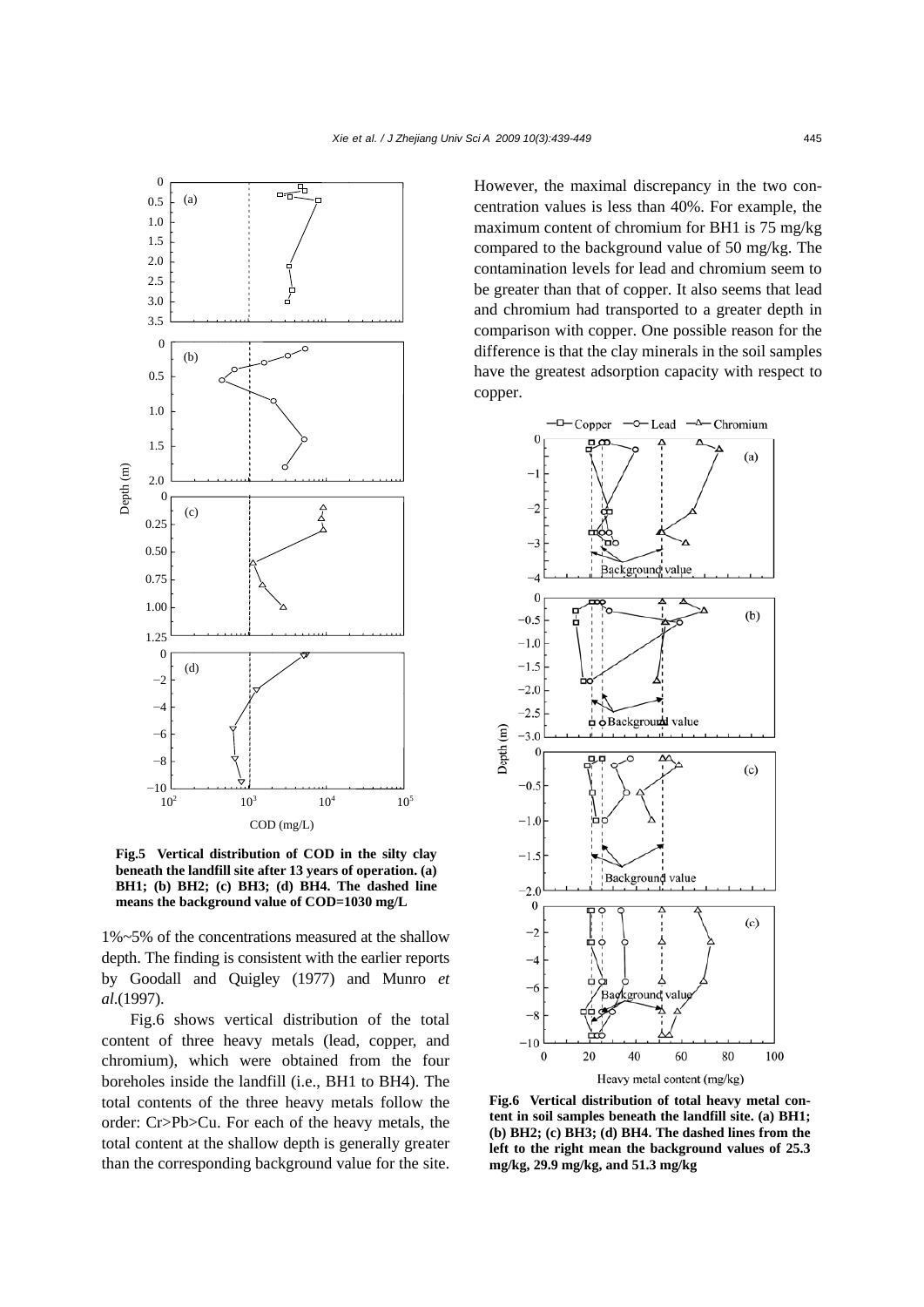Fig.5 Vertical distribution of COD in the silty clay beneath the landfill site after 13 years of operation. (a) BH1; (b) BH2; (c) BH3; (d) BH4. The dashed line means the background value of COD=1030 mg/L

1%~5% of the concentrations measured at the shallow depth. The finding is consistent with the earlier reports by Goodall and Quigley (1977) and Munro *et al*.(1997).

Fig.6 shows vertical distribution of the total content of three heavy metals (lead, copper, and chromium), which were obtained from the four boreholes inside the landfill (i.e., BH1 to BH4). The total contents of the three heavy metals follow the order: Cr>Pb>Cu. For each of the heavy metals, the total content at the shallow depth is generally greater than the corresponding background value for the site. However, the maximal discrepancy in the two concentration values is less than 40%. For example, the maximum content of chromium for BH1 is 75 mg/kg compared to the background value of 50 mg/kg. The contamination levels for lead and chromium seem to be greater than that of copper. It also seems that lead and chromium had transported to a greater depth in comparison with copper. One possible reason for the difference is that the clay minerals in the soil samples have the greatest adsorption capacity with respect to copper.

Fig.6 Vertical distribution of total heavy metal content in soil samples beneath the landfill site. (a) BH1; (b) BH2; (c) BH3; (d) BH4. The dashed lines from the left to the right mean the background values of 25.3 mg/kg, 29.9 mg/kg, and 51.3 mg/kg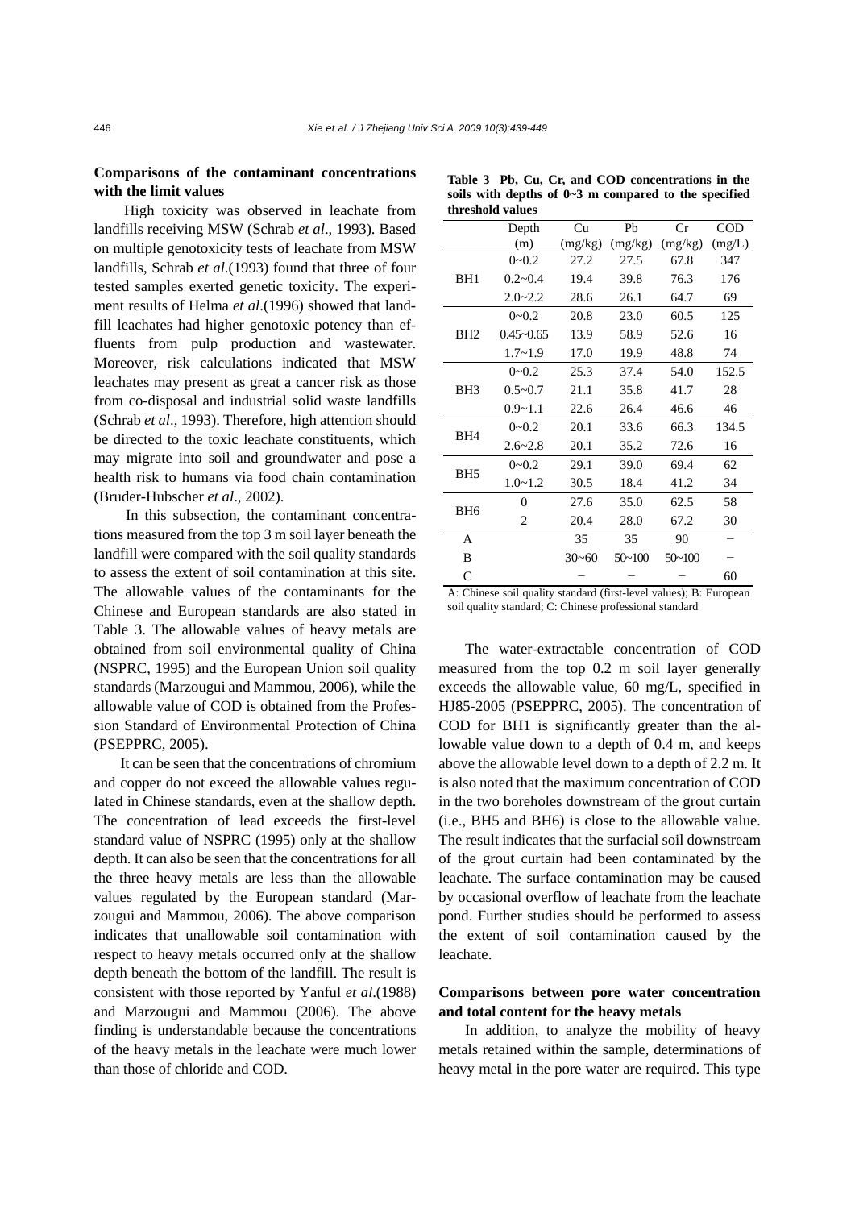## Comparisons of the contaminant concentrations with the limit values

High toxicity was observed in leachate from landfills receiving MSW (Schrab *et al*., 1993). Based on multiple genotoxicity tests of leachate from MSW landfills, Schrab *et al*.(1993) found that three of four tested samples exerted genetic toxicity. The experiment results of Helma *et al*.(1996) showed that landfill leachates had higher genotoxic potency than effluents from pulp production and wastewater. Moreover, risk calculations indicated that MSW leachates may present as great a cancer risk as those from co-disposal and industrial solid waste landfills (Schrab *et al*., 1993). Therefore, high attention should be directed to the toxic leachate constituents, which may migrate into soil and groundwater and pose a health risk to humans via food chain contamination (Bruder-Hubscher *et al*., 2002).

In this subsection, the contaminant concentrations measured from the top 3 m soil layer beneath the landfill were compared with the soil quality standards to assess the extent of soil contamination at this site. The allowable values of the contaminants for the Chinese and European standards are also stated in Table 3. The allowable values of heavy metals are obtained from soil environmental quality of China (NSPRC, 1995) and the European Union soil quality standards (Marzougui and Mammou, 2006), while the allowable value of COD is obtained from the Profession Standard of Environmental Protection of China (PSEPPRC, 2005).

It can be seen that the concentrations of chromium and copper do not exceed the allowable values regulated in Chinese standards, even at the shallow depth. The concentration of lead exceeds the first-level standard value of NSPRC (1995) only at the shallow depth. It can also be seen that the concentrations for all the three heavy metals are less than the allowable values regulated by the European standard (Marzougui and Mammou, 2006). The above comparison indicates that unallowable soil contamination with respect to heavy metals occurred only at the shallow depth beneath the bottom of the landfill. The result is consistent with those reported by Yanful *et al*.(1988) and Marzougui and Mammou (2006). The above finding is understandable because the concentrations of the heavy metals in the leachate were much lower than those of chloride and COD.

**Table 3 Pb, Cu, Cr, and COD concentrations in the soils with depths of 0~3 m compared to the specified threshold values**

| | Depth (m) | Cu (mg/kg) | Pb (mg/kg) | Cr (mg/kg) | COD (mg/L) |
|---|---|---|---|---|---|
| BH1 | 0~0.2 | 27.2 | 27.5 | 67.8 | 347 |
| | 0.2~0.4 | 19.4 | 39.8 | 76.3 | 176 |
| | 2.0~2.2 | 28.6 | 26.1 | 64.7 | 69 |
| BH2 | 0~0.2 | 20.8 | 23.0 | 60.5 | 125 |
| | 0.45~0.65 | 13.9 | 58.9 | 52.6 | 16 |
| | 1.7~1.9 | 17.0 | 19.9 | 48.8 | 74 |
| BH3 | 0~0.2 | 25.3 | 37.4 | 54.0 | 152.5 |
| | 0.5~0.7 | 21.1 | 35.8 | 41.7 | 28 |
| | 0.9~1.1 | 22.6 | 26.4 | 46.6 | 46 |
| BH4 | 0~0.2 | 20.1 | 33.6 | 66.3 | 134.5 |
| | 2.6~2.8 | 20.1 | 35.2 | 72.6 | 16 |
| BH5 | 0~0.2 | 29.1 | 39.0 | 69.4 | 62 |
| | 1.0~1.2 | 30.5 | 18.4 | 41.2 | 34 |
| BH6 | 0 | 27.6 | 35.0 | 62.5 | 58 |
| | 2 | 20.4 | 28.0 | 67.2 | 30 |
| A | | 35 | 35 | 90 | – |
| B | | 30~60 | 50~100 | 50~100 | – |
| C | | – | – | – | 60 |

A: Chinese soil quality standard (first-level values); B: European soil quality standard; C: Chinese professional standard

The water-extractable concentration of COD measured from the top 0.2 m soil layer generally exceeds the allowable value, 60 mg/L, specified in HJ85-2005 (PSEPPRC, 2005). The concentration of COD for BH1 is significantly greater than the allowable value down to a depth of 0.4 m, and keeps above the allowable level down to a depth of 2.2 m. It is also noted that the maximum concentration of COD in the two boreholes downstream of the grout curtain (i.e., BH5 and BH6) is close to the allowable value. The result indicates that the surfacial soil downstream of the grout curtain had been contaminated by the leachate. The surface contamination may be caused by occasional overflow of leachate from the leachate pond. Further studies should be performed to assess the extent of soil contamination caused by the leachate.

## Comparisons between pore water concentration and total content for the heavy metals

In addition, to analyze the mobility of heavy metals retained within the sample, determinations of heavy metal in the pore water are required. This type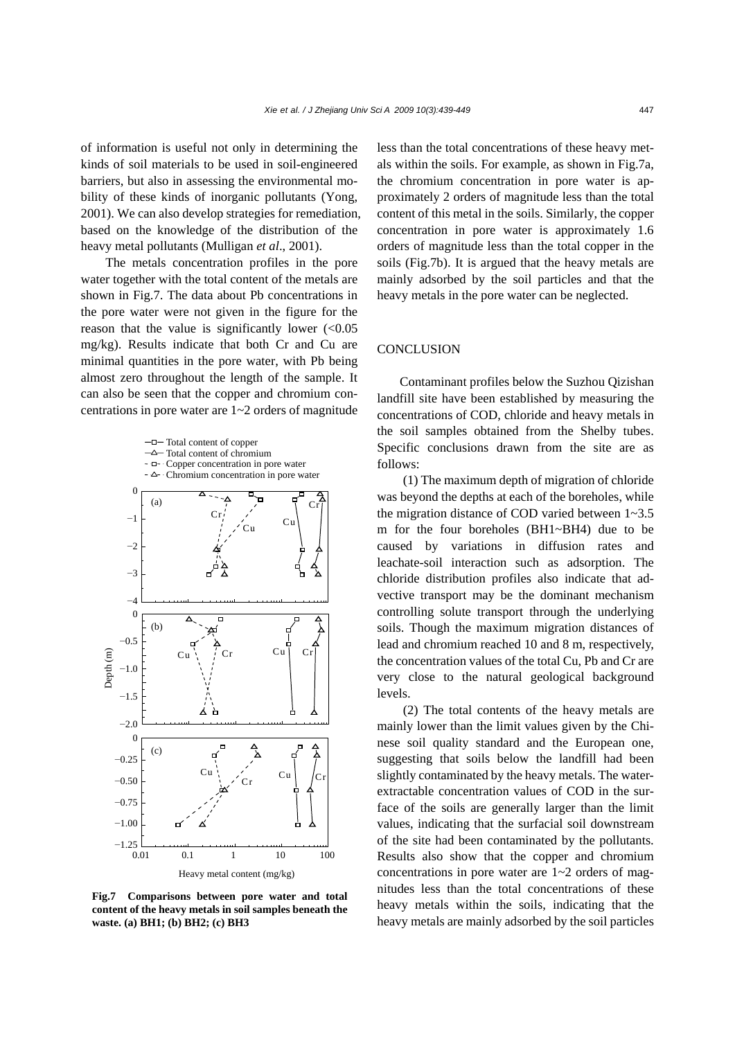of information is useful not only in determining the kinds of soil materials to be used in soil-engineered barriers, but also in assessing the environmental mobility of these kinds of inorganic pollutants (Yong, 2001). We can also develop strategies for remediation, based on the knowledge of the distribution of the heavy metal pollutants (Mulligan *et al*., 2001).

The metals concentration profiles in the pore water together with the total content of the metals are shown in Fig.7. The data about Pb concentrations in the pore water were not given in the figure for the reason that the value is significantly lower (<0.05 mg/kg). Results indicate that both Cr and Cu are minimal quantities in the pore water, with Pb being almost zero throughout the length of the sample. It can also be seen that the copper and chromium concentrations in pore water are 1~2 orders of magnitude less than the total concentrations of these heavy metals within the soils. For example, as shown in Fig.7a, the chromium concentration in pore water is approximately 2 orders of magnitude less than the total content of this metal in the soils. Similarly, the copper concentration in pore water is approximately 1.6 orders of magnitude less than the total copper in the soils (Fig.7b). It is argued that the heavy metals are mainly adsorbed by the soil particles and that the heavy metals in the pore water can be neglected.

**Fig.7 Comparisons between pore water and total content of the heavy metals in soil samples beneath the waste. (a) BH1; (b) BH2; (c) BH3**

## CONCLUSION

Contaminant profiles below the Suzhou Qizishan landfill site have been established by measuring the concentrations of COD, chloride and heavy metals in the soil samples obtained from the Shelby tubes. Specific conclusions drawn from the site are as follows:

(1) The maximum depth of migration of chloride was beyond the depths at each of the boreholes, while the migration distance of COD varied between 1~3.5 m for the four boreholes (BH1~BH4) due to be caused by variations in diffusion rates and leachate-soil interaction such as adsorption. The chloride distribution profiles also indicate that advective transport may be the dominant mechanism controlling solute transport through the underlying soils. Though the maximum migration distances of lead and chromium reached 10 and 8 m, respectively, the concentration values of the total Cu, Pb and Cr are very close to the natural geological background levels.

(2) The total contents of the heavy metals are mainly lower than the limit values given by the Chinese soil quality standard and the European one, suggesting that soils below the landfill had been slightly contaminated by the heavy metals. The water-extractable concentration values of COD in the surface of the soils are generally larger than the limit values, indicating that the surfacial soil downstream of the site had been contaminated by the pollutants. Results also show that the copper and chromium concentrations in pore water are 1~2 orders of magnitudes less than the total concentrations of these heavy metals within the soils, indicating that the heavy metals are mainly adsorbed by the soil particles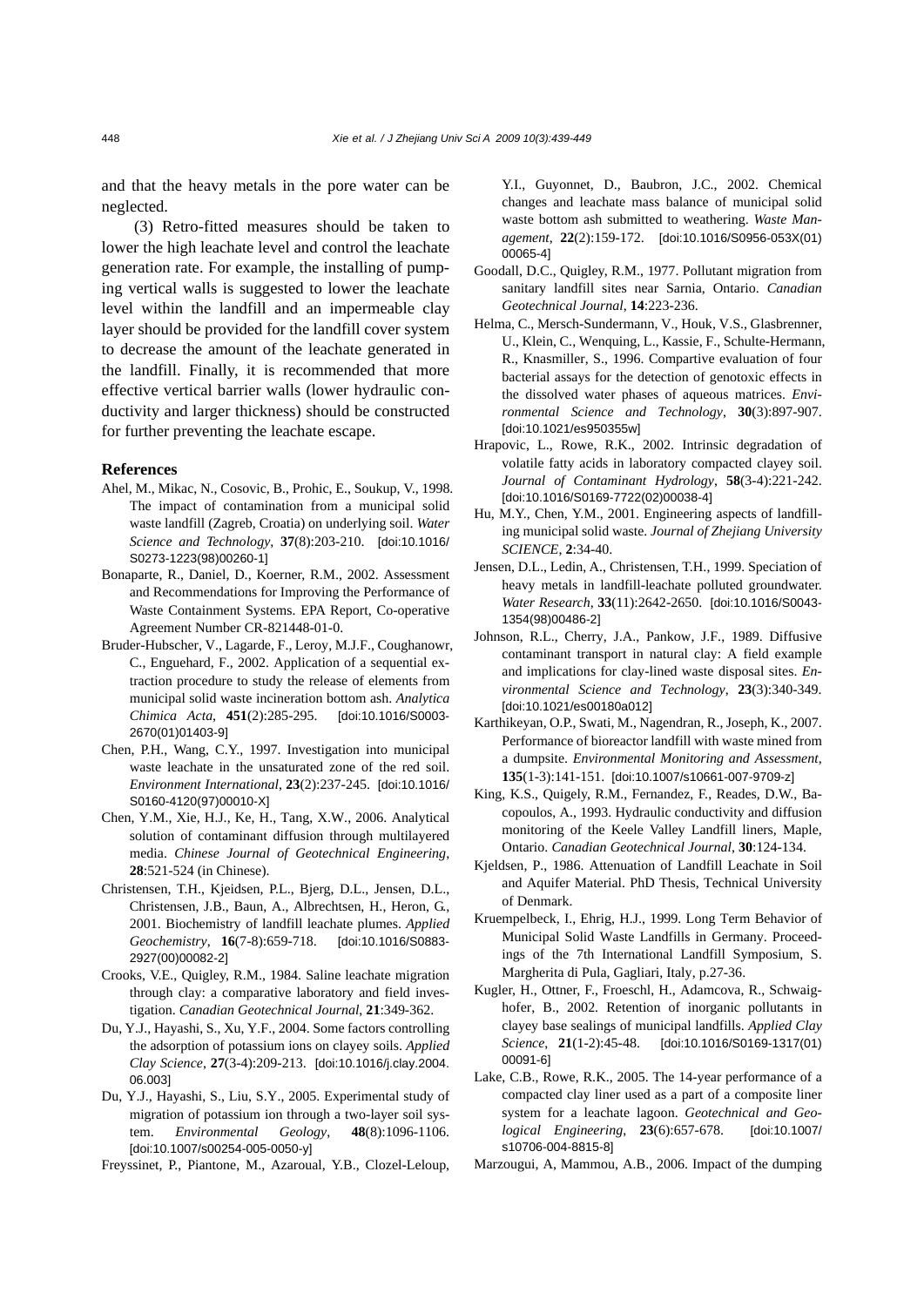and that the heavy metals in the pore water can be neglected.

(3) Retro-fitted measures should be taken to lower the high leachate level and control the leachate generation rate. For example, the installing of pumping vertical walls is suggested to lower the leachate level within the landfill and an impermeable clay layer should be provided for the landfill cover system to decrease the amount of the leachate generated in the landfill. Finally, it is recommended that more effective vertical barrier walls (lower hydraulic conductivity and larger thickness) should be constructed for further preventing the leachate escape.

## References

Ahel, M., Mikac, N., Cosovic, B., Prohic, E., Soukup, V., 1998. The impact of contamination from a municipal solid waste landfill (Zagreb, Croatia) on underlying soil. *Water Science and Technology*, **37**(8):203-210. [doi:10.1016/S0273-1223(98)00260-1]

Bonaparte, R., Daniel, D., Koerner, R.M., 2002. Assessment and Recommendations for Improving the Performance of Waste Containment Systems. EPA Report, Co-operative Agreement Number CR-821448-01-0.

Bruder-Hubscher, V., Lagarde, F., Leroy, M.J.F., Coughanowr, C., Enguehard, F., 2002. Application of a sequential extraction procedure to study the release of elements from municipal solid waste incineration bottom ash. *Analytica Chimica Acta*, **451**(2):285-295. [doi:10.1016/S0003-2670(01)01403-9]

Chen, P.H., Wang, C.Y., 1997. Investigation into municipal waste leachate in the unsaturated zone of the red soil. *Environment International*, **23**(2):237-245. [doi:10.1016/S0160-4120(97)00010-X]

Chen, Y.M., Xie, H.J., Ke, H., Tang, X.W., 2006. Analytical solution of contaminant diffusion through multilayered media. *Chinese Journal of Geotechnical Engineering*, **28**:521-524 (in Chinese).

Christensen, T.H., Kjeidsen, P.L., Bjerg, D.L., Jensen, D.L., Christensen, J.B., Baun, A., Albrechtsen, H., Heron, G., 2001. Biochemistry of landfill leachate plumes. *Applied Geochemistry*, **16**(7-8):659-718. [doi:10.1016/S0883-2927(00)00082-2]

Crooks, V.E., Quigley, R.M., 1984. Saline leachate migration through clay: a comparative laboratory and field investigation. *Canadian Geotechnical Journal*, **21**:349-362.

Du, Y.J., Hayashi, S., Xu, Y.F., 2004. Some factors controlling the adsorption of potassium ions on clayey soils. *Applied Clay Science*, **27**(3-4):209-213. [doi:10.1016/j.clay.2004.06.003]

Du, Y.J., Hayashi, S., Liu, S.Y., 2005. Experimental study of migration of potassium ion through a two-layer soil system. *Environmental Geology*, **48**(8):1096-1106. [doi:10.1007/s00254-005-0050-y]

Freyssinet, P., Piantone, M., Azaroual, Y.B., Clozel-Leloup, Y.I., Guyonnet, D., Baubron, J.C., 2002. Chemical changes and leachate mass balance of municipal solid waste bottom ash submitted to weathering. *Waste Management*, **22**(2):159-172. [doi:10.1016/S0956-053X(01)00065-4]

Goodall, D.C., Quigley, R.M., 1977. Pollutant migration from sanitary landfill sites near Sarnia, Ontario. *Canadian Geotechnical Journal*, **14**:223-236.

Helma, C., Mersch-Sundermann, V., Houk, V.S., Glasbrenner, U., Klein, C., Wenquing, L., Kassie, F., Schulte-Hermann, R., Knasmiller, S., 1996. Compartive evaluation of four bacterial assays for the detection of genotoxic effects in the dissolved water phases of aqueous matrices. *Environmental Science and Technology*, **30**(3):897-907. [doi:10.1021/es950355w]

Hrapovic, L., Rowe, R.K., 2002. Intrinsic degradation of volatile fatty acids in laboratory compacted clayey soil. *Journal of Contaminant Hydrology*, **58**(3-4):221-242. [doi:10.1016/S0169-7722(02)00038-4]

Hu, M.Y., Chen, Y.M., 2001. Engineering aspects of landfilling municipal solid waste. *Journal of Zhejiang University SCIENCE*, **2**:34-40.

Jensen, D.L., Ledin, A., Christensen, T.H., 1999. Speciation of heavy metals in landfill-leachate polluted groundwater. *Water Research*, **33**(11):2642-2650. [doi:10.1016/S0043-1354(98)00486-2]

Johnson, R.L., Cherry, J.A., Pankow, J.F., 1989. Diffusive contaminant transport in natural clay: A field example and implications for clay-lined waste disposal sites. *Environmental Science and Technology*, **23**(3):340-349. [doi:10.1021/es00180a012]

Karthikeyan, O.P., Swati, M., Nagendran, R., Joseph, K., 2007. Performance of bioreactor landfill with waste mined from a dumpsite. *Environmental Monitoring and Assessment*, **135**(1-3):141-151. [doi:10.1007/s10661-007-9709-z]

King, K.S., Quigely, R.M., Fernandez, F., Reades, D.W., Bacopoulos, A., 1993. Hydraulic conductivity and diffusion monitoring of the Keele Valley Landfill liners, Maple, Ontario. *Canadian Geotechnical Journal*, **30**:124-134.

Kjeldsen, P., 1986. Attenuation of Landfill Leachate in Soil and Aquifer Material. PhD Thesis, Technical University of Denmark.

Kruempelbeck, I., Ehrig, H.J., 1999. Long Term Behavior of Municipal Solid Waste Landfills in Germany. Proceedings of the 7th International Landfill Symposium, S. Margherita di Pula, Gagliari, Italy, p.27-36.

Kugler, H., Ottner, F., Froeschl, H., Adamcova, R., Schwaighofer, B., 2002. Retention of inorganic pollutants in clayey base sealings of municipal landfills. *Applied Clay Science*, **21**(1-2):45-48. [doi:10.1016/S0169-1317(01)00091-6]

Lake, C.B., Rowe, R.K., 2005. The 14-year performance of a compacted clay liner used as a part of a composite liner system for a leachate lagoon. *Geotechnical and Geological Engineering*, **23**(6):657-678. [doi:10.1007/s10706-004-8815-8]

Marzougui, A, Mammou, A.B., 2006. Impact of the dumping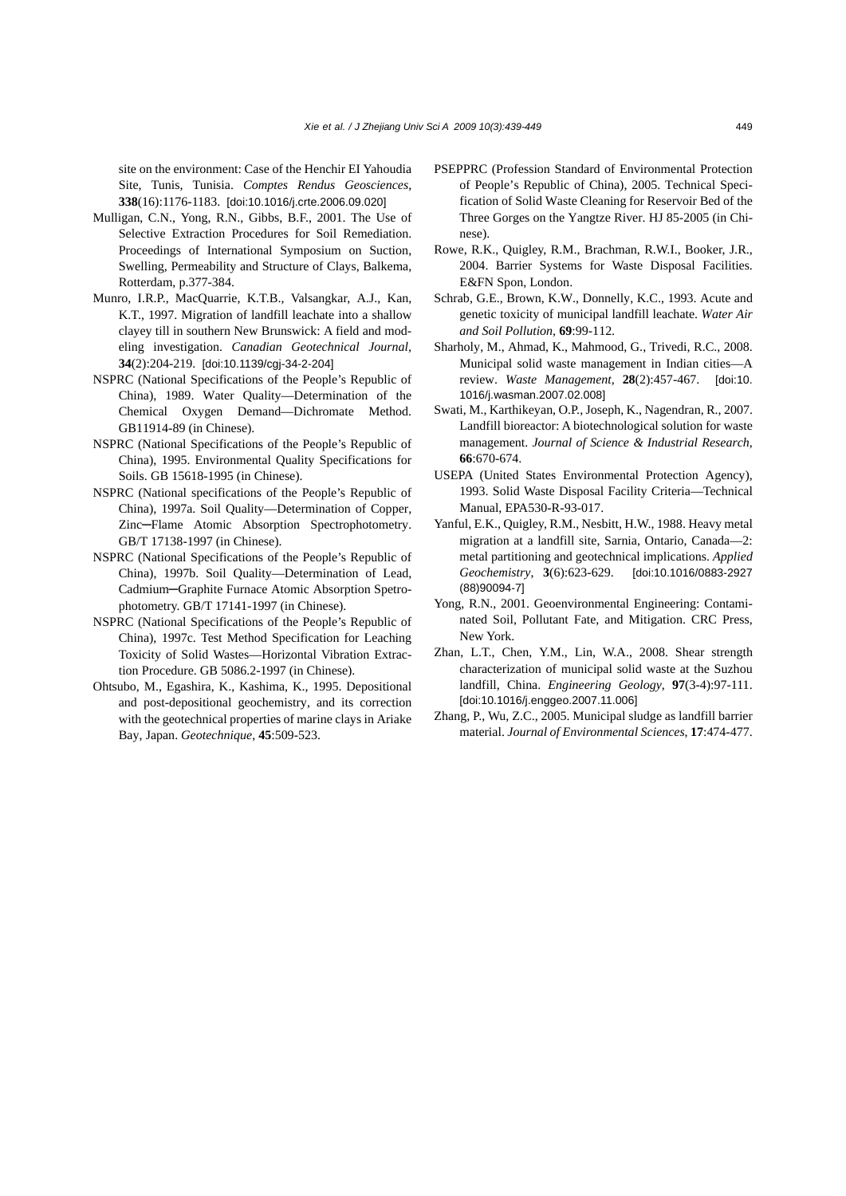site on the environment: Case of the Henchir EI Yahoudia Site, Tunis, Tunisia. *Comptes Rendus Geosciences*, **338**(16):1176-1183. [doi:10.1016/j.crte.2006.09.020]

Mulligan, C.N., Yong, R.N., Gibbs, B.F., 2001. The Use of Selective Extraction Procedures for Soil Remediation. Proceedings of International Symposium on Suction, Swelling, Permeability and Structure of Clays, Balkema, Rotterdam, p.377-384.

Munro, I.R.P., MacQuarrie, K.T.B., Valsangkar, A.J., Kan, K.T., 1997. Migration of landfill leachate into a shallow clayey till in southern New Brunswick: A field and modeling investigation. *Canadian Geotechnical Journal*, **34**(2):204-219. [doi:10.1139/cgj-34-2-204]

NSPRC (National Specifications of the People's Republic of China), 1989. Water Quality—Determination of the Chemical Oxygen Demand—Dichromate Method. GB11914-89 (in Chinese).

NSPRC (National Specifications of the People's Republic of China), 1995. Environmental Quality Specifications for Soils. GB 15618-1995 (in Chinese).

NSPRC (National specifications of the People's Republic of China), 1997a. Soil Quality—Determination of Copper, Zinc─Flame Atomic Absorption Spectrophotometry. GB/T 17138-1997 (in Chinese).

NSPRC (National Specifications of the People's Republic of China), 1997b. Soil Quality—Determination of Lead, Cadmium─Graphite Furnace Atomic Absorption Spetrophotometry. GB/T 17141-1997 (in Chinese).

NSPRC (National Specifications of the People's Republic of China), 1997c. Test Method Specification for Leaching Toxicity of Solid Wastes—Horizontal Vibration Extraction Procedure. GB 5086.2-1997 (in Chinese).

Ohtsubo, M., Egashira, K., Kashima, K., 1995. Depositional and post-depositional geochemistry, and its correction with the geotechnical properties of marine clays in Ariake Bay, Japan. *Geotechnique*, **45**:509-523.

PSEPPRC (Profession Standard of Environmental Protection of People's Republic of China), 2005. Technical Specification of Solid Waste Cleaning for Reservoir Bed of the Three Gorges on the Yangtze River. HJ 85-2005 (in Chinese).

Rowe, R.K., Quigley, R.M., Brachman, R.W.I., Booker, J.R., 2004. Barrier Systems for Waste Disposal Facilities. E&FN Spon, London.

Schrab, G.E., Brown, K.W., Donnelly, K.C., 1993. Acute and genetic toxicity of municipal landfill leachate. *Water Air and Soil Pollution*, **69**:99-112.

Sharholy, M., Ahmad, K., Mahmood, G., Trivedi, R.C., 2008. Municipal solid waste management in Indian cities—A review. *Waste Management*, **28**(2):457-467. [doi:10.1016/j.wasman.2007.02.008]

Swati, M., Karthikeyan, O.P., Joseph, K., Nagendran, R., 2007. Landfill bioreactor: A biotechnological solution for waste management. *Journal of Science & Industrial Research*, **66**:670-674.

USEPA (United States Environmental Protection Agency), 1993. Solid Waste Disposal Facility Criteria—Technical Manual, EPA530-R-93-017.

Yanful, E.K., Quigley, R.M., Nesbitt, H.W., 1988. Heavy metal migration at a landfill site, Sarnia, Ontario, Canada—2: metal partitioning and geotechnical implications. *Applied Geochemistry*, **3**(6):623-629. [doi:10.1016/0883-2927(88)90094-7]

Yong, R.N., 2001. Geoenvironmental Engineering: Contaminated Soil, Pollutant Fate, and Mitigation. CRC Press, New York.

Zhan, L.T., Chen, Y.M., Lin, W.A., 2008. Shear strength characterization of municipal solid waste at the Suzhou landfill, China. *Engineering Geology*, **97**(3-4):97-111. [doi:10.1016/j.enggeo.2007.11.006]

Zhang, P., Wu, Z.C., 2005. Municipal sludge as landfill barrier material. *Journal of Environmental Sciences*, **17**:474-477.